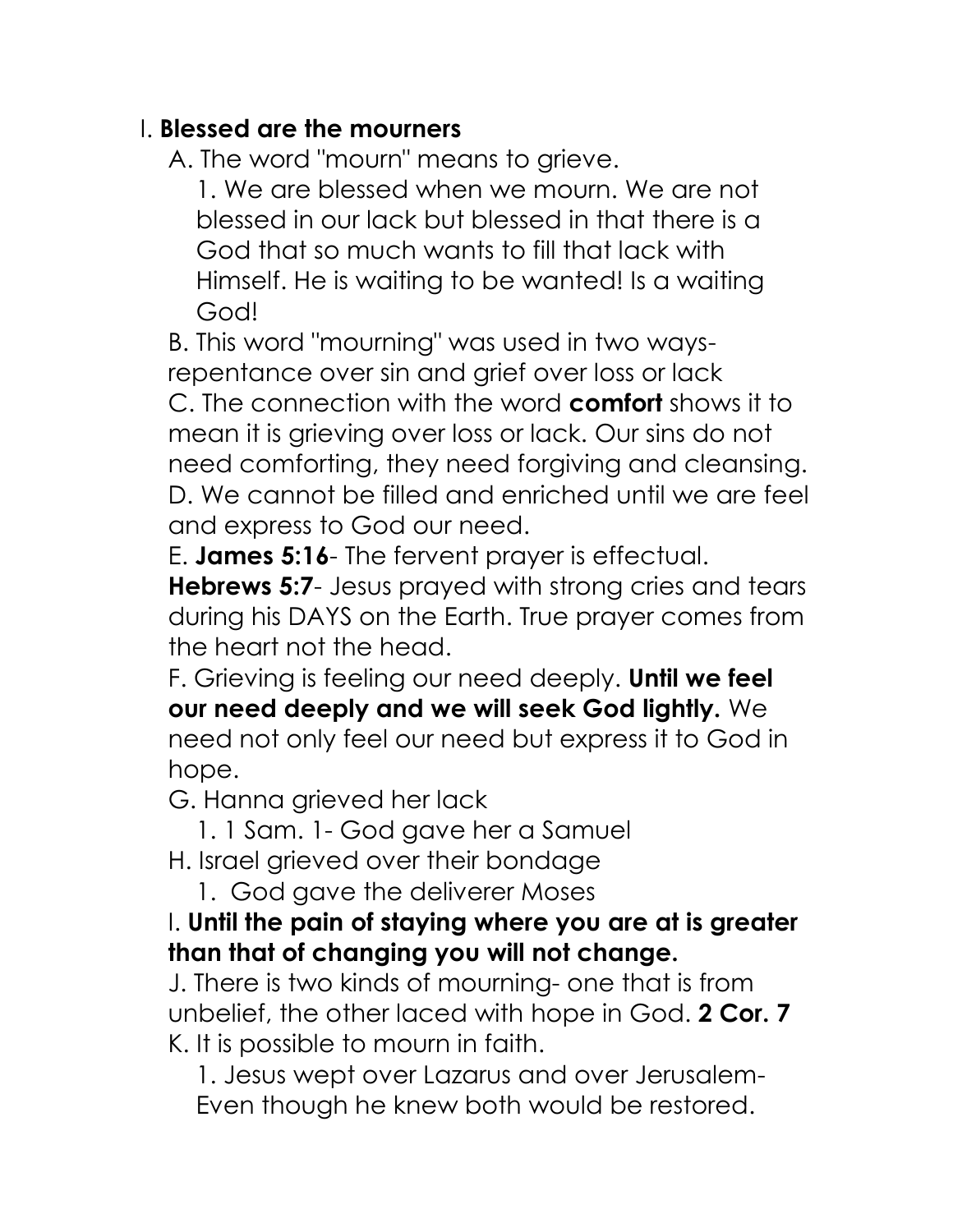I. **Blessed are the mourners**

A. The word "mourn" means to grieve.

1. We are blessed when we mourn. We are not blessed in our lack but blessed in that there is a God that so much wants to fill that lack with Himself. He is waiting to be wanted! Is a waiting God!

B. This word "mourning" was used in two ways- repentance over sin and grief over loss or lack

C. The connection with the word **comfort** shows it to mean it is grieving over loss or lack. Our sins do not need comforting, they need forgiving and cleansing.

D. We cannot be filled and enriched until we are feel and express to God our need.

E. **James 5:16**- The fervent prayer is effectual. **Hebrews 5:7**- Jesus prayed with strong cries and tears during his DAYS on the Earth. True prayer comes from the heart not the head.

F. Grieving is feeling our need deeply. **Until we feel our need deeply and we will seek God lightly.** We need not only feel our need but express it to God in hope.

G. Hanna grieved her lack

1. 1 Sam. 1- God gave her a Samuel

H. Israel grieved over their bondage

1. God gave the deliverer Moses

I. **Until the pain of staying where you are at is greater than that of changing you will not change.**

J. There is two kinds of mourning- one that is from unbelief, the other laced with hope in God. **2 Cor. 7**

K. It is possible to mourn in faith.

1. Jesus wept over Lazarus and over Jerusalem- Even though he knew both would be restored.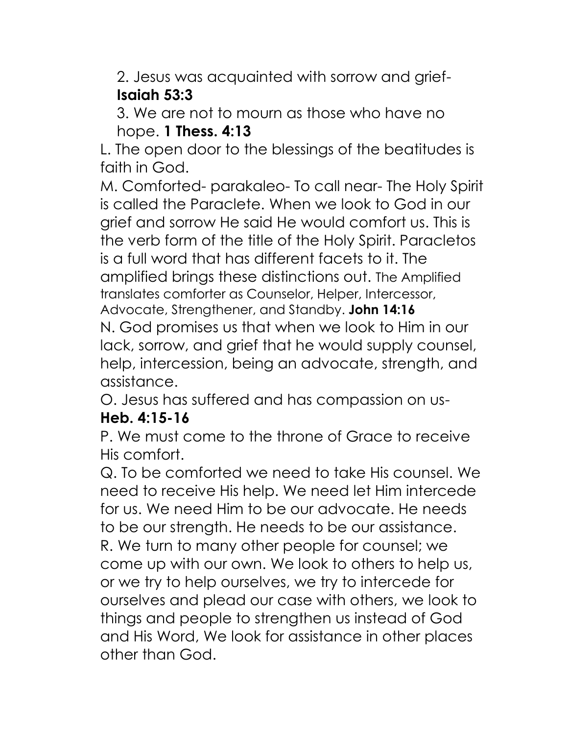2. Jesus was acquainted with sorrow and grief- **Isaiah 53:3**

3. We are not to mourn as those who have no hope. **1 Thess. 4:13**

L. The open door to the blessings of the beatitudes is faith in God.

M. Comforted- parakaleo- To call near- The Holy Spirit is called the Paraclete. When we look to God in our grief and sorrow He said He would comfort us. This is the verb form of the title of the Holy Spirit. Paracletos is a full word that has different facets to it. The amplified brings these distinctions out. The Amplified translates comforter as Counselor, Helper, Intercessor, Advocate, Strengthener, and Standby. **John 14:16**

N. God promises us that when we look to Him in our lack, sorrow, and grief that he would supply counsel, help, intercession, being an advocate, strength, and assistance.

O. Jesus has suffered and has compassion on us- **Heb. 4:15-16**

P. We must come to the throne of Grace to receive His comfort.

Q. To be comforted we need to take His counsel. We need to receive His help. We need let Him intercede for us. We need Him to be our advocate. He needs to be our strength. He needs to be our assistance.

R. We turn to many other people for counsel; we come up with our own. We look to others to help us, or we try to help ourselves, we try to intercede for ourselves and plead our case with others, we look to things and people to strengthen us instead of God and His Word, We look for assistance in other places other than God.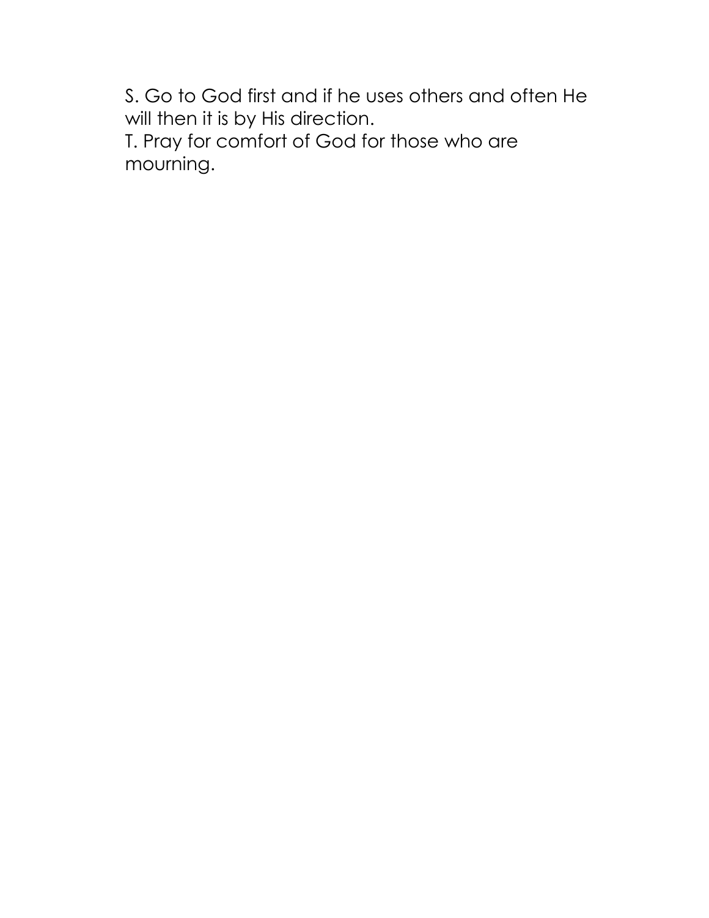S. Go to God first and if he uses others and often He will then it is by His direction.

T. Pray for comfort of God for those who are mourning.